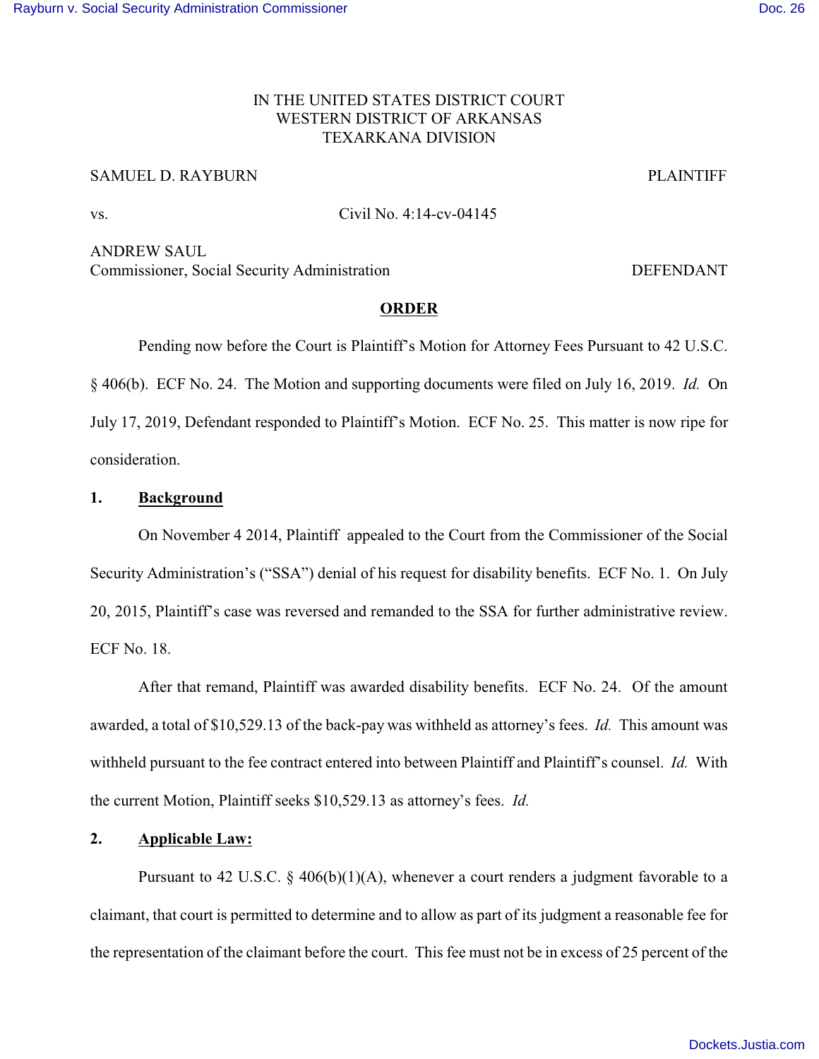IN THE UNITED STATES DISTRICT COURT
WESTERN DISTRICT OF ARKANSAS
TEXARKANA DIVISION

SAMUEL D. RAYBURN PLAINTIFF

vs. Civil No. 4:14-cv-04145

ANDREW SAUL
Commissioner, Social Security Administration DEFENDANT

**ORDER**

Pending now before the Court is Plaintiff's Motion for Attorney Fees Pursuant to 42 U.S.C. § 406(b). ECF No. 24. The Motion and supporting documents were filed on July 16, 2019. *Id.* On July 17, 2019, Defendant responded to Plaintiff's Motion. ECF No. 25. This matter is now ripe for consideration.

**1. Background**

On November 4 2014, Plaintiff appealed to the Court from the Commissioner of the Social Security Administration's ("SSA") denial of his request for disability benefits. ECF No. 1. On July 20, 2015, Plaintiff's case was reversed and remanded to the SSA for further administrative review. ECF No. 18.

After that remand, Plaintiff was awarded disability benefits. ECF No. 24. Of the amount awarded, a total of $10,529.13 of the back-pay was withheld as attorney's fees. *Id.* This amount was withheld pursuant to the fee contract entered into between Plaintiff and Plaintiff's counsel. *Id.* With the current Motion, Plaintiff seeks $10,529.13 as attorney's fees. *Id.*

**2. Applicable Law:**

Pursuant to 42 U.S.C. § 406(b)(1)(A), whenever a court renders a judgment favorable to a claimant, that court is permitted to determine and to allow as part of its judgment a reasonable fee for the representation of the claimant before the court. This fee must not be in excess of 25 percent of the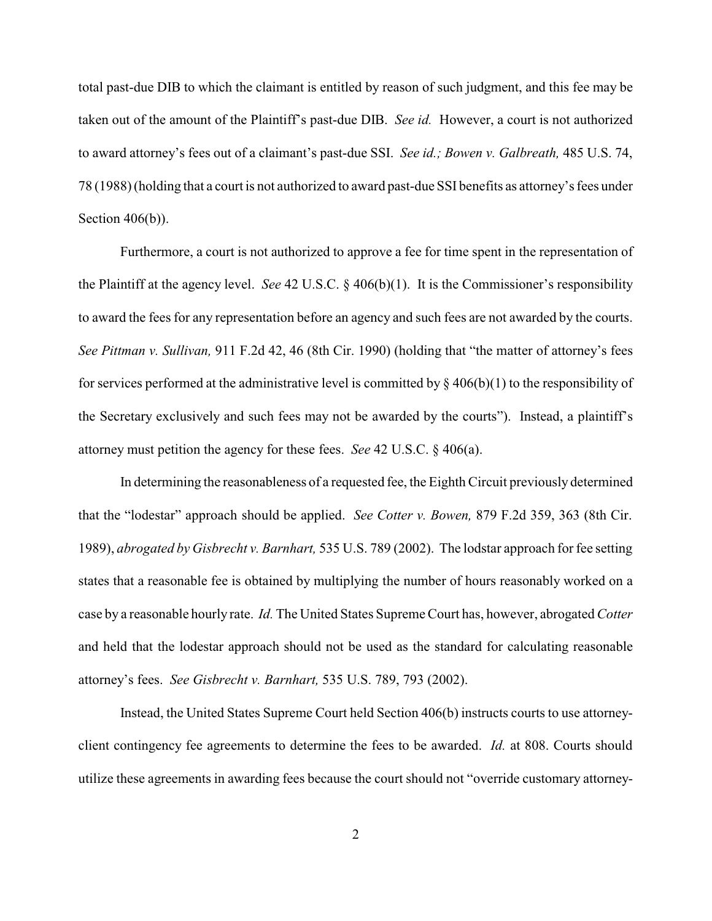total past-due DIB to which the claimant is entitled by reason of such judgment, and this fee may be taken out of the amount of the Plaintiff's past-due DIB. *See id.* However, a court is not authorized to award attorney's fees out of a claimant's past-due SSI. *See id.; Bowen v. Galbreath,* 485 U.S. 74, 78 (1988) (holding that a court is not authorized to award past-due SSI benefits as attorney's fees under Section 406(b)).

Furthermore, a court is not authorized to approve a fee for time spent in the representation of the Plaintiff at the agency level. *See* 42 U.S.C. § 406(b)(1). It is the Commissioner's responsibility to award the fees for any representation before an agency and such fees are not awarded by the courts. *See Pittman v. Sullivan,* 911 F.2d 42, 46 (8th Cir. 1990) (holding that "the matter of attorney's fees for services performed at the administrative level is committed by § 406(b)(1) to the responsibility of the Secretary exclusively and such fees may not be awarded by the courts"). Instead, a plaintiff's attorney must petition the agency for these fees. *See* 42 U.S.C. § 406(a).

In determining the reasonableness of a requested fee, the Eighth Circuit previously determined that the "lodestar" approach should be applied. *See Cotter v. Bowen,* 879 F.2d 359, 363 (8th Cir. 1989), *abrogated by Gisbrecht v. Barnhart,* 535 U.S. 789 (2002). The lodstar approach for fee setting states that a reasonable fee is obtained by multiplying the number of hours reasonably worked on a case by a reasonable hourly rate. *Id.* The United States Supreme Court has, however, abrogated *Cotter* and held that the lodestar approach should not be used as the standard for calculating reasonable attorney's fees. *See Gisbrecht v. Barnhart,* 535 U.S. 789, 793 (2002).

Instead, the United States Supreme Court held Section 406(b) instructs courts to use attorney-client contingency fee agreements to determine the fees to be awarded. *Id.* at 808. Courts should utilize these agreements in awarding fees because the court should not "override customary attorney-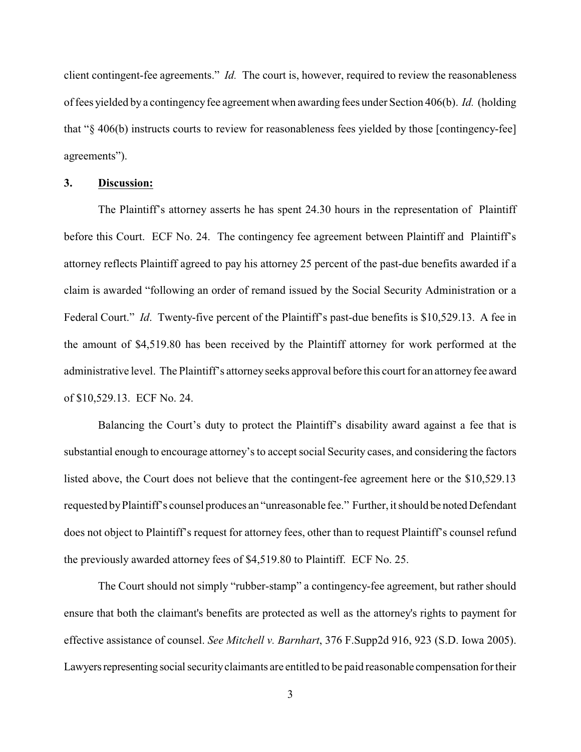client contingent-fee agreements." *Id.* The court is, however, required to review the reasonableness of fees yielded by a contingency fee agreement when awarding fees under Section 406(b). *Id.* (holding that "§ 406(b) instructs courts to review for reasonableness fees yielded by those [contingency-fee] agreements").

**3. Discussion:**

The Plaintiff's attorney asserts he has spent 24.30 hours in the representation of Plaintiff before this Court. ECF No. 24. The contingency fee agreement between Plaintiff and Plaintiff's attorney reflects Plaintiff agreed to pay his attorney 25 percent of the past-due benefits awarded if a claim is awarded "following an order of remand issued by the Social Security Administration or a Federal Court." *Id*. Twenty-five percent of the Plaintiff's past-due benefits is $10,529.13. A fee in the amount of $4,519.80 has been received by the Plaintiff attorney for work performed at the administrative level. The Plaintiff's attorney seeks approval before this court for an attorney fee award of $10,529.13. ECF No. 24.

Balancing the Court's duty to protect the Plaintiff's disability award against a fee that is substantial enough to encourage attorney's to accept social Security cases, and considering the factors listed above, the Court does not believe that the contingent-fee agreement here or the $10,529.13 requested by Plaintiff's counsel produces an "unreasonable fee." Further, it should be noted Defendant does not object to Plaintiff's request for attorney fees, other than to request Plaintiff's counsel refund the previously awarded attorney fees of $4,519.80 to Plaintiff. ECF No. 25.

The Court should not simply "rubber-stamp" a contingency-fee agreement, but rather should ensure that both the claimant's benefits are protected as well as the attorney's rights to payment for effective assistance of counsel. *See Mitchell v. Barnhart*, 376 F.Supp2d 916, 923 (S.D. Iowa 2005). Lawyers representing social security claimants are entitled to be paid reasonable compensation for their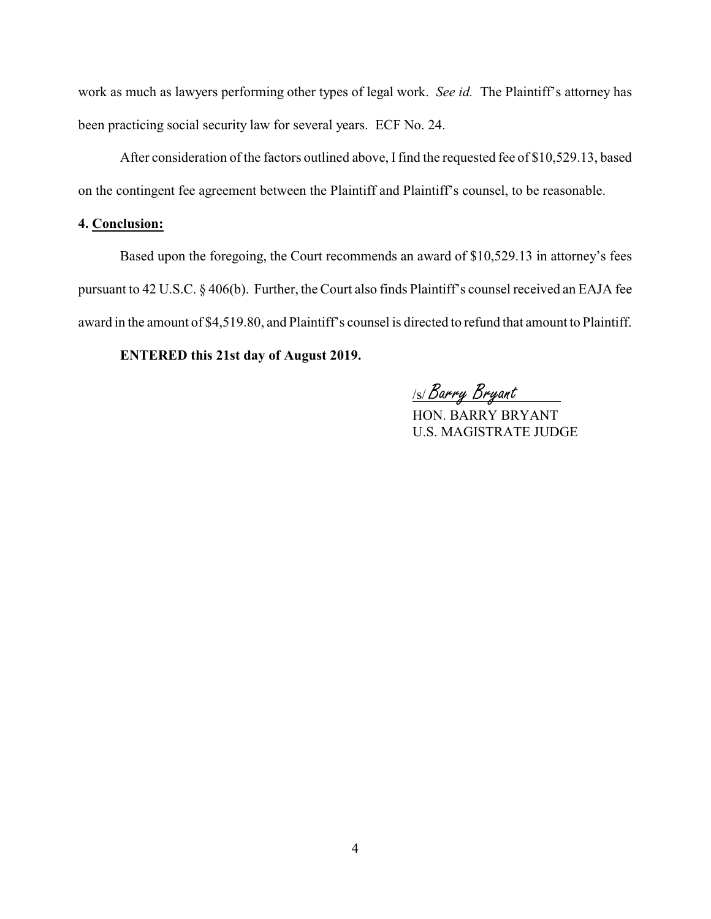work as much as lawyers performing other types of legal work. *See id.* The Plaintiff's attorney has been practicing social security law for several years. ECF No. 24.

After consideration of the factors outlined above, I find the requested fee of $10,529.13, based on the contingent fee agreement between the Plaintiff and Plaintiff's counsel, to be reasonable.

**4. Conclusion:**

Based upon the foregoing, the Court recommends an award of $10,529.13 in attorney's fees pursuant to 42 U.S.C. § 406(b). Further, the Court also finds Plaintiff's counsel received an EAJA fee award in the amount of $4,519.80, and Plaintiff's counsel is directed to refund that amount to Plaintiff.

**ENTERED this 21st day of August 2019.**

/s/ *Barry Bryant*
HON. BARRY BRYANT
U.S. MAGISTRATE JUDGE